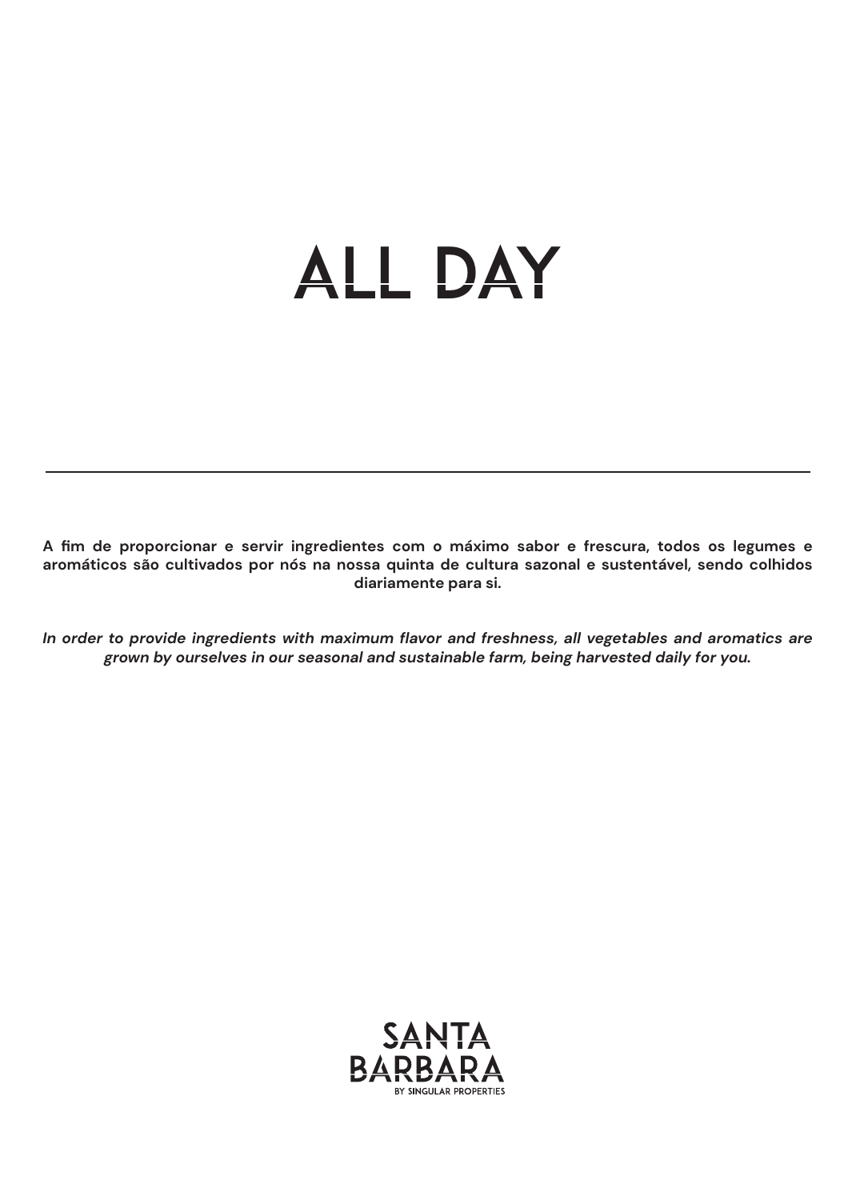# ALL DAY

---

**A fim de proporcionar e servir ingredientes com o máximo sabor e frescura, todos os legumes e aromáticos são cultivados por nós na nossa quinta de cultura sazonal e sustentável, sendo colhidos diariamente para si.**

***In order to provide ingredients with maximum flavor and freshness, all vegetables and aromatics are grown by ourselves in our seasonal and sustainable farm, being harvested daily for you.***

SANTA BARBARA
BY SINGULAR PROPERTIES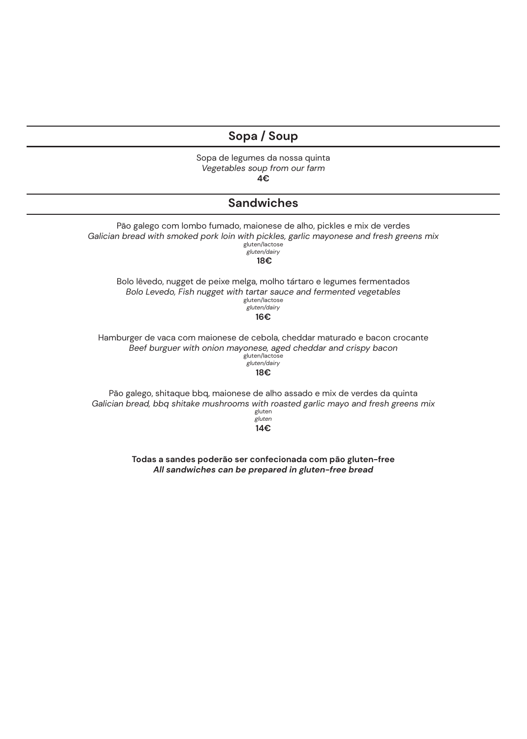## Sopa / Soup

Sopa de legumes da nossa quinta
*Vegetables soup from our farm*
**4€**

## Sandwiches

Pão galego com lombo fumado, maionese de alho, pickles e mix de verdes
*Galician bread with smoked pork loin with pickles, garlic mayonese and fresh greens mix*
gluten/lactose
*gluten/dairy*
**18€**

Bolo lêvedo, nugget de peixe melga, molho tártaro e legumes fermentados
*Bolo Levedo, Fish nugget with tartar sauce and fermented vegetables*
gluten/lactose
*gluten/dairy*
**16€**

Hamburger de vaca com maionese de cebola, cheddar maturado e bacon crocante
*Beef burguer with onion mayonese, aged cheddar and crispy bacon*
gluten/lactose
*gluten/dairy*
**18€**

Pão galego, shitaque bbq, maionese de alho assado e mix de verdes da quinta
*Galician bread, bbq shitake mushrooms with roasted garlic mayo and fresh greens mix*
gluten
*gluten*
**14€**

**Todas a sandes poderão ser confecionada com pão gluten-free**
***All sandwiches can be prepared in gluten-free bread***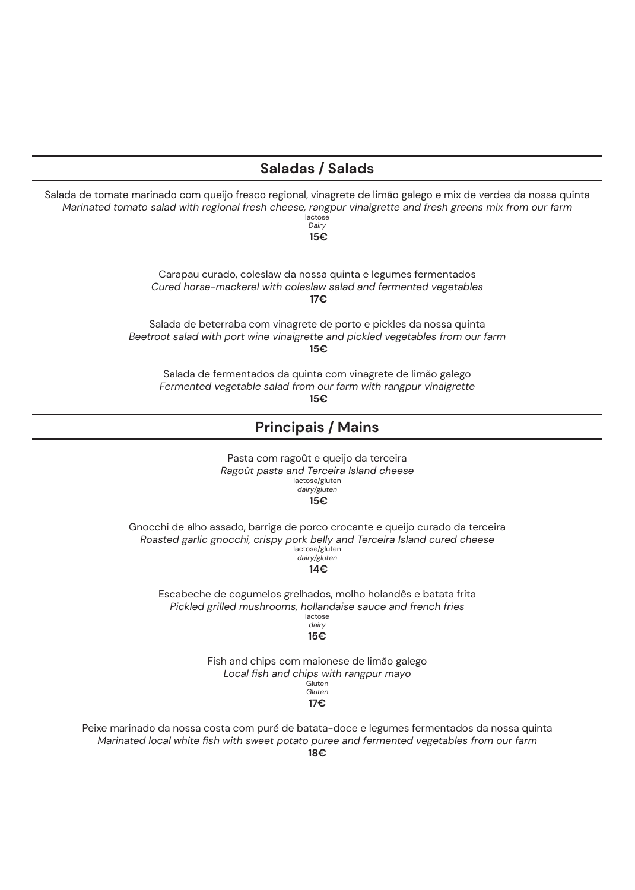## Saladas / Salads

Salada de tomate marinado com queijo fresco regional, vinagrete de limão galego e mix de verdes da nossa quinta
*Marinated tomato salad with regional fresh cheese, rangpur vinaigrette and fresh greens mix from our farm*
lactose
*Dairy*
**15€**

Carapau curado, coleslaw da nossa quinta e legumes fermentados
*Cured horse-mackerel with coleslaw salad and fermented vegetables*
**17€**

Salada de beterraba com vinagrete de porto e pickles da nossa quinta
*Beetroot salad with port wine vinaigrette and pickled vegetables from our farm*
**15€**

Salada de fermentados da quinta com vinagrete de limão galego
*Fermented vegetable salad from our farm with rangpur vinaigrette*
**15€**

## Principais / Mains

Pasta com ragoût e queijo da terceira
*Ragoût pasta and Terceira Island cheese*
lactose/gluten
*dairy/gluten*
**15€**

Gnocchi de alho assado, barriga de porco crocante e queijo curado da terceira
*Roasted garlic gnocchi, crispy pork belly and Terceira Island cured cheese*
lactose/gluten
*dairy/gluten*
**14€**

Escabeche de cogumelos grelhados, molho holandês e batata frita
*Pickled grilled mushrooms, hollandaise sauce and french fries*
lactose
*dairy*
**15€**

Fish and chips com maionese de limão galego
*Local fish and chips with rangpur mayo*
Gluten
*Gluten*
**17€**

Peixe marinado da nossa costa com puré de batata-doce e legumes fermentados da nossa quinta
*Marinated local white fish with sweet potato puree and fermented vegetables from our farm*
**18€**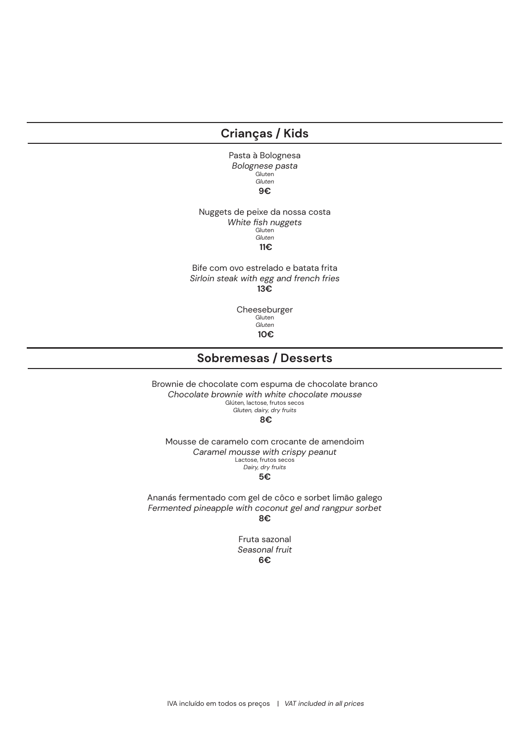## Crianças / Kids

Pasta à Bolognesa
*Bolognese pasta*
Gluten
*Gluten*
**9€**

Nuggets de peixe da nossa costa
*White fish nuggets*
Gluten
*Gluten*
**11€**

Bife com ovo estrelado e batata frita
*Sirloin steak with egg and french fries*
**13€**

Cheeseburger
Gluten
*Gluten*
**10€**

## Sobremesas / Desserts

Brownie de chocolate com espuma de chocolate branco
*Chocolate brownie with white chocolate mousse*
Glúten, lactose, frutos secos
*Gluten, dairy, dry fruits*
**8€**

Mousse de caramelo com crocante de amendoim
*Caramel mousse with crispy peanut*
Lactose, frutos secos
*Dairy, dry fruits*
**5€**

Ananás fermentado com gel de côco e sorbet limão galego
*Fermented pineapple with coconut gel and rangpur sorbet*
**8€**

Fruta sazonal
*Seasonal fruit*
**6€**

IVA incluído em todos os preços | *VAT included in all prices*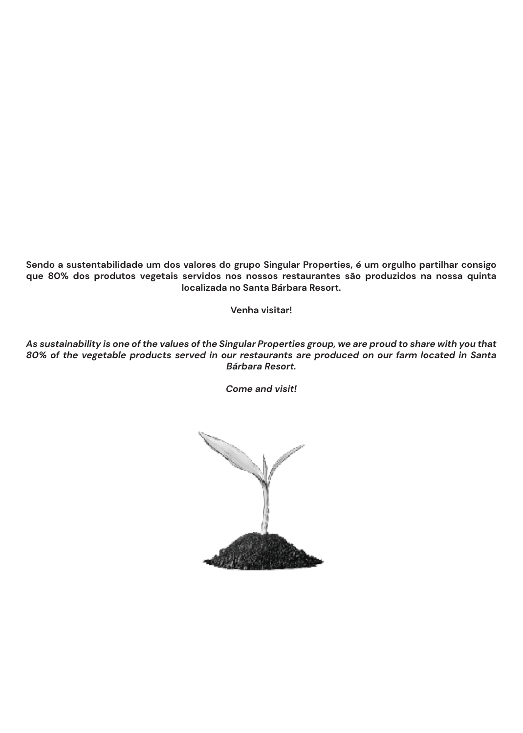**Sendo a sustentabilidade um dos valores do grupo Singular Properties, é um orgulho partilhar consigo que 80% dos produtos vegetais servidos nos nossos restaurantes são produzidos na nossa quinta localizada no Santa Bárbara Resort.**

**Venha visitar!**

***As sustainability is one of the values of the Singular Properties group, we are proud to share with you that 80% of the vegetable products served in our restaurants are produced on our farm located in Santa Bárbara Resort.***

***Come and visit!***